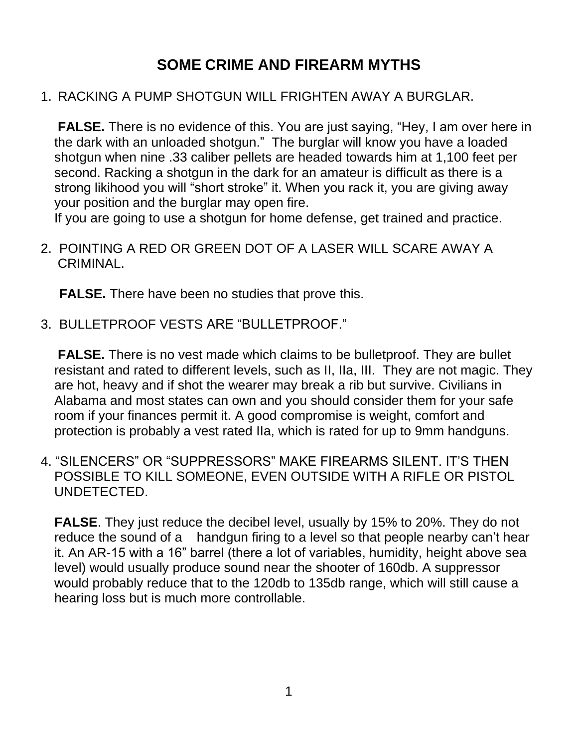# SOME CRIME AND FIREARM MYTHS

1. RACKING A PUMP SHOTGUN WILL FRIGHTEN AWAY A BURGLAR.

   **FALSE.** There is no evidence of this. You are just saying, "Hey, I am over here in the dark with an unloaded shotgun." The burglar will know you have a loaded shotgun when nine .33 caliber pellets are headed towards him at 1,100 feet per second. Racking a shotgun in the dark for an amateur is difficult as there is a strong likihood you will "short stroke" it. When you rack it, you are giving away your position and the burglar may open fire.
   If you are going to use a shotgun for home defense, get trained and practice.

2. POINTING A RED OR GREEN DOT OF A LASER WILL SCARE AWAY A CRIMINAL.

   **FALSE.** There have been no studies that prove this.

3. BULLETPROOF VESTS ARE "BULLETPROOF."

   **FALSE.** There is no vest made which claims to be bulletproof. They are bullet resistant and rated to different levels, such as II, IIa, III. They are not magic. They are hot, heavy and if shot the wearer may break a rib but survive. Civilians in Alabama and most states can own and you should consider them for your safe room if your finances permit it. A good compromise is weight, comfort and protection is probably a vest rated IIa, which is rated for up to 9mm handguns.

4. "SILENCERS" OR "SUPPRESSORS" MAKE FIREARMS SILENT. IT'S THEN POSSIBLE TO KILL SOMEONE, EVEN OUTSIDE WITH A RIFLE OR PISTOL UNDETECTED.

   **FALSE**. They just reduce the decibel level, usually by 15% to 20%. They do not reduce the sound of a handgun firing to a level so that people nearby can't hear it. An AR-15 with a 16" barrel (there a lot of variables, humidity, height above sea level) would usually produce sound near the shooter of 160db. A suppressor would probably reduce that to the 120db to 135db range, which will still cause a hearing loss but is much more controllable.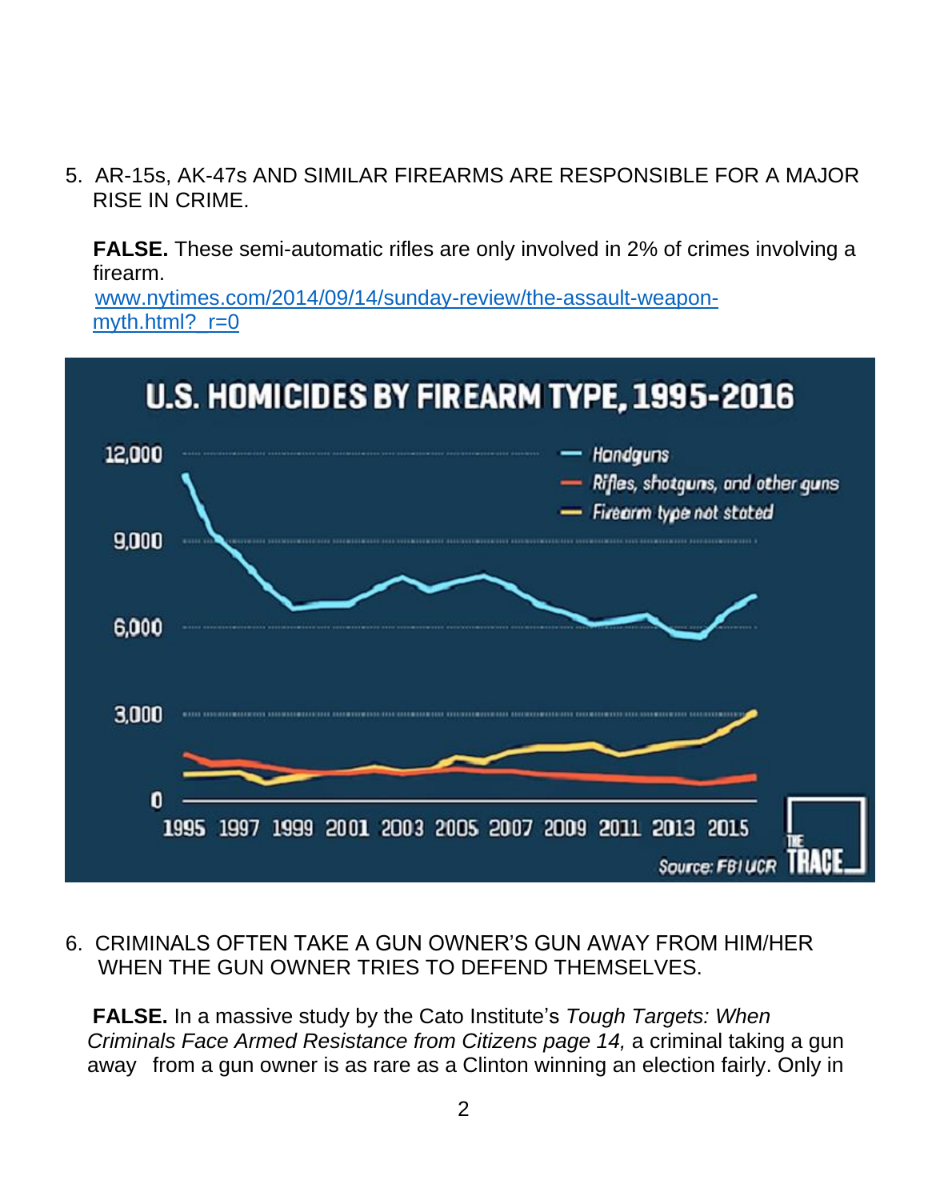5. AR-15s, AK-47s AND SIMILAR FIREARMS ARE RESPONSIBLE FOR A MAJOR RISE IN CRIME.

   **FALSE.** These semi-automatic rifles are only involved in 2% of crimes involving a firearm.
   [www.nytimes.com/2014/09/14/sunday-review/the-assault-weapon-myth.html?_r=0](www.nytimes.com/2014/09/14/sunday-review/the-assault-weapon-myth.html?_r=0)

6. CRIMINALS OFTEN TAKE A GUN OWNER'S GUN AWAY FROM HIM/HER WHEN THE GUN OWNER TRIES TO DEFEND THEMSELVES.

   **FALSE.** In a massive study by the Cato Institute's *Tough Targets: When Criminals Face Armed Resistance from Citizens page 14,* a criminal taking a gun away from a gun owner is as rare as a Clinton winning an election fairly. Only in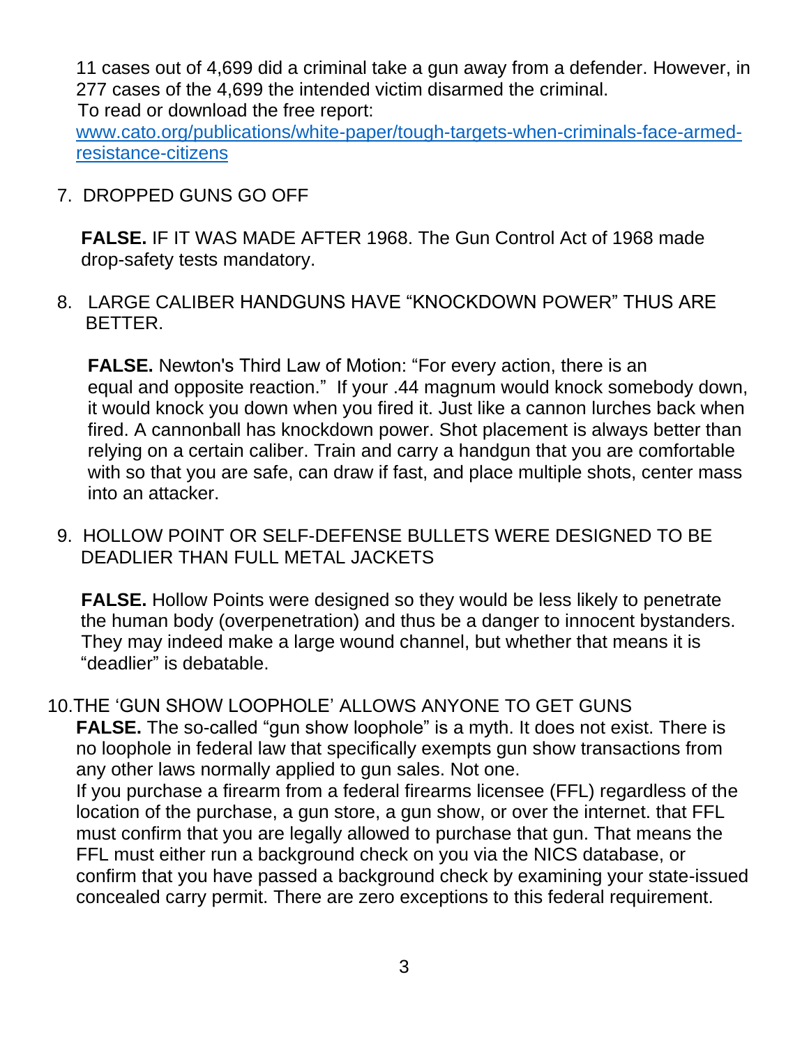11 cases out of 4,699 did a criminal take a gun away from a defender. However, in 277 cases of the 4,699 the intended victim disarmed the criminal.
To read or download the free report:
[www.cato.org/publications/white-paper/tough-targets-when-criminals-face-armed-resistance-citizens](www.cato.org/publications/white-paper/tough-targets-when-criminals-face-armed-resistance-citizens)

7. DROPPED GUNS GO OFF

   **FALSE.** IF IT WAS MADE AFTER 1968. The Gun Control Act of 1968 made drop-safety tests mandatory.

8. LARGE CALIBER HANDGUNS HAVE "KNOCKDOWN POWER" THUS ARE BETTER.

   **FALSE.** Newton's Third Law of Motion: "For every action, there is an equal and opposite reaction." If your .44 magnum would knock somebody down, it would knock you down when you fired it. Just like a cannon lurches back when fired. A cannonball has knockdown power. Shot placement is always better than relying on a certain caliber. Train and carry a handgun that you are comfortable with so that you are safe, can draw if fast, and place multiple shots, center mass into an attacker.

9. HOLLOW POINT OR SELF-DEFENSE BULLETS WERE DESIGNED TO BE DEADLIER THAN FULL METAL JACKETS

   **FALSE.** Hollow Points were designed so they would be less likely to penetrate the human body (overpenetration) and thus be a danger to innocent bystanders. They may indeed make a large wound channel, but whether that means it is "deadlier" is debatable.

10. THE 'GUN SHOW LOOPHOLE' ALLOWS ANYONE TO GET GUNS
    **FALSE.** The so-called "gun show loophole" is a myth. It does not exist. There is no loophole in federal law that specifically exempts gun show transactions from any other laws normally applied to gun sales. Not one.
    If you purchase a firearm from a federal firearms licensee (FFL) regardless of the location of the purchase, a gun store, a gun show, or over the internet. that FFL must confirm that you are legally allowed to purchase that gun. That means the FFL must either run a background check on you via the NICS database, or confirm that you have passed a background check by examining your state-issued concealed carry permit. There are zero exceptions to this federal requirement.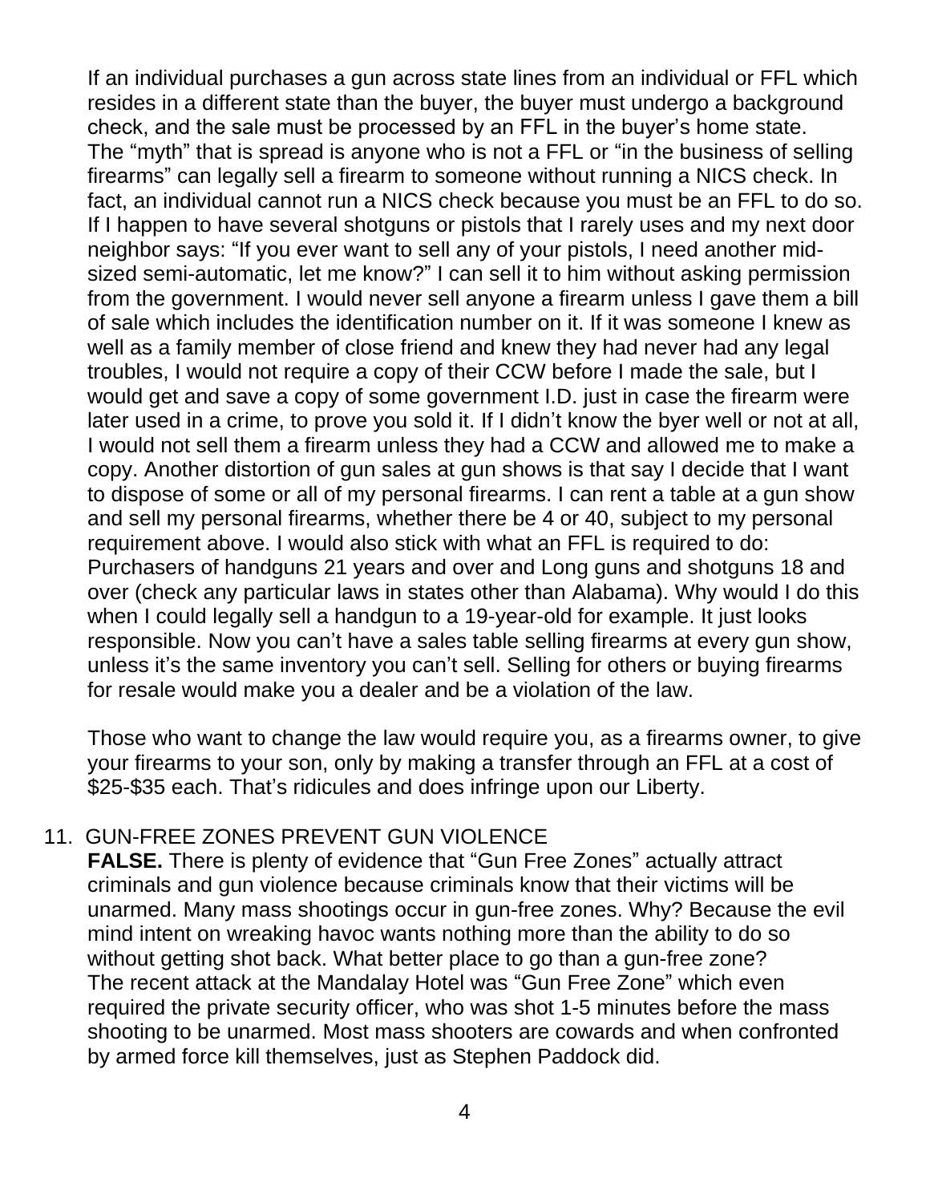If an individual purchases a gun across state lines from an individual or FFL which resides in a different state than the buyer, the buyer must undergo a background check, and the sale must be processed by an FFL in the buyer's home state. The "myth" that is spread is anyone who is not a FFL or "in the business of selling firearms" can legally sell a firearm to someone without running a NICS check. In fact, an individual cannot run a NICS check because you must be an FFL to do so. If I happen to have several shotguns or pistols that I rarely uses and my next door neighbor says: "If you ever want to sell any of your pistols, I need another mid-sized semi-automatic, let me know?" I can sell it to him without asking permission from the government. I would never sell anyone a firearm unless I gave them a bill of sale which includes the identification number on it. If it was someone I knew as well as a family member of close friend and knew they had never had any legal troubles, I would not require a copy of their CCW before I made the sale, but I would get and save a copy of some government I.D. just in case the firearm were later used in a crime, to prove you sold it. If I didn't know the byer well or not at all, I would not sell them a firearm unless they had a CCW and allowed me to make a copy. Another distortion of gun sales at gun shows is that say I decide that I want to dispose of some or all of my personal firearms. I can rent a table at a gun show and sell my personal firearms, whether there be 4 or 40, subject to my personal requirement above. I would also stick with what an FFL is required to do: Purchasers of handguns 21 years and over and Long guns and shotguns 18 and over (check any particular laws in states other than Alabama). Why would I do this when I could legally sell a handgun to a 19-year-old for example. It just looks responsible. Now you can't have a sales table selling firearms at every gun show, unless it's the same inventory you can't sell. Selling for others or buying firearms for resale would make you a dealer and be a violation of the law.

Those who want to change the law would require you, as a firearms owner, to give your firearms to your son, only by making a transfer through an FFL at a cost of $25-$35 each. That's ridicules and does infringe upon our Liberty.

11. GUN-FREE ZONES PREVENT GUN VIOLENCE

**FALSE.** There is plenty of evidence that "Gun Free Zones" actually attract criminals and gun violence because criminals know that their victims will be unarmed. Many mass shootings occur in gun-free zones. Why? Because the evil mind intent on wreaking havoc wants nothing more than the ability to do so without getting shot back. What better place to go than a gun-free zone? The recent attack at the Mandalay Hotel was "Gun Free Zone" which even required the private security officer, who was shot 1-5 minutes before the mass shooting to be unarmed. Most mass shooters are cowards and when confronted by armed force kill themselves, just as Stephen Paddock did.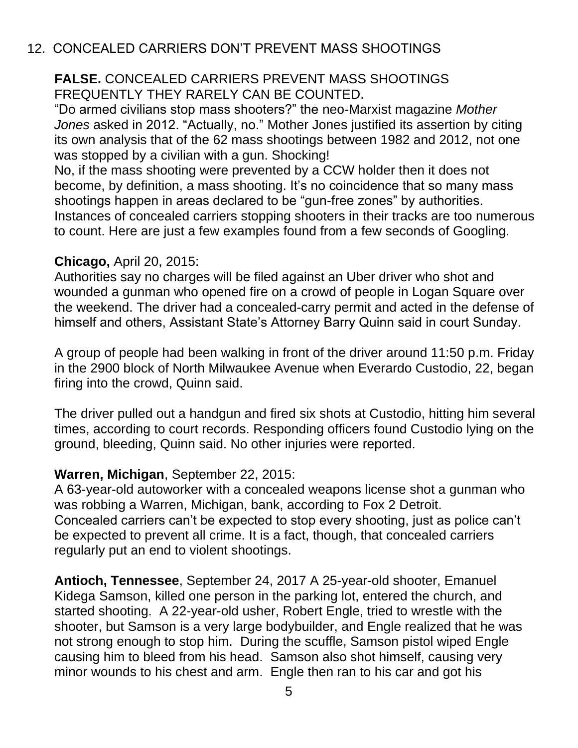## 12. CONCEALED CARRIERS DON'T PREVENT MASS SHOOTINGS

**FALSE.** CONCEALED CARRIERS PREVENT MASS SHOOTINGS FREQUENTLY THEY RARELY CAN BE COUNTED.

"Do armed civilians stop mass shooters?" the neo-Marxist magazine *Mother Jones* asked in 2012. "Actually, no." Mother Jones justified its assertion by citing its own analysis that of the 62 mass shootings between 1982 and 2012, not one was stopped by a civilian with a gun. Shocking!

No, if the mass shooting were prevented by a CCW holder then it does not become, by definition, a mass shooting. It's no coincidence that so many mass shootings happen in areas declared to be "gun-free zones" by authorities. Instances of concealed carriers stopping shooters in their tracks are too numerous to count. Here are just a few examples found from a few seconds of Googling.

**Chicago,** April 20, 2015:

Authorities say no charges will be filed against an Uber driver who shot and wounded a gunman who opened fire on a crowd of people in Logan Square over the weekend. The driver had a concealed-carry permit and acted in the defense of himself and others, Assistant State's Attorney Barry Quinn said in court Sunday.

A group of people had been walking in front of the driver around 11:50 p.m. Friday in the 2900 block of North Milwaukee Avenue when Everardo Custodio, 22, began firing into the crowd, Quinn said.

The driver pulled out a handgun and fired six shots at Custodio, hitting him several times, according to court records. Responding officers found Custodio lying on the ground, bleeding, Quinn said. No other injuries were reported.

**Warren, Michigan**, September 22, 2015:

A 63-year-old autoworker with a concealed weapons license shot a gunman who was robbing a Warren, Michigan, bank, according to Fox 2 Detroit.

Concealed carriers can't be expected to stop every shooting, just as police can't be expected to prevent all crime. It is a fact, though, that concealed carriers regularly put an end to violent shootings.

**Antioch, Tennessee**, September 24, 2017 A 25-year-old shooter, Emanuel Kidega Samson, killed one person in the parking lot, entered the church, and started shooting. A 22-year-old usher, Robert Engle, tried to wrestle with the shooter, but Samson is a very large bodybuilder, and Engle realized that he was not strong enough to stop him. During the scuffle, Samson pistol wiped Engle causing him to bleed from his head. Samson also shot himself, causing very minor wounds to his chest and arm. Engle then ran to his car and got his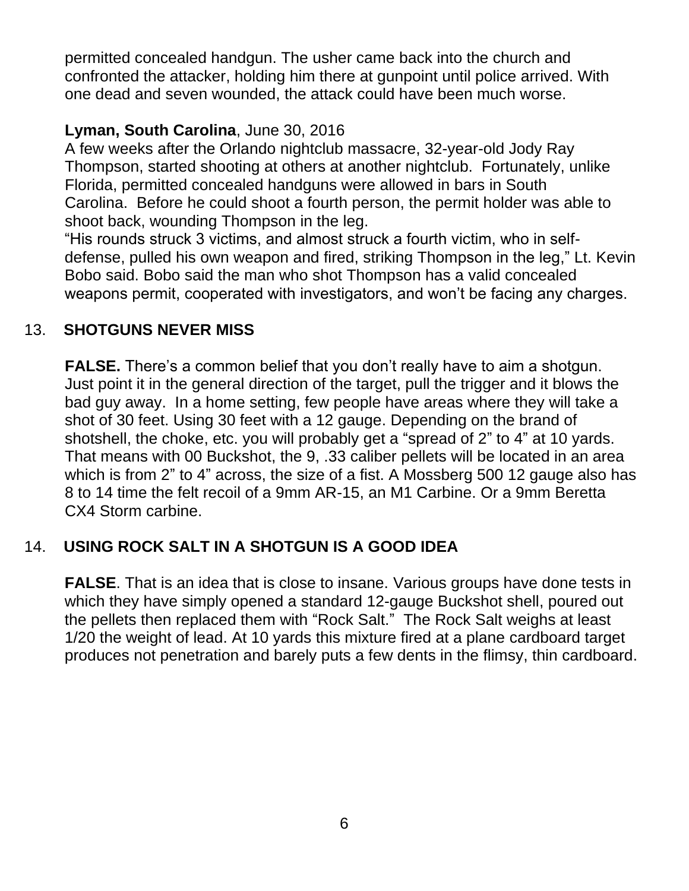permitted concealed handgun. The usher came back into the church and confronted the attacker, holding him there at gunpoint until police arrived. With one dead and seven wounded, the attack could have been much worse.

**Lyman, South Carolina**, June 30, 2016
A few weeks after the Orlando nightclub massacre, 32-year-old Jody Ray Thompson, started shooting at others at another nightclub. Fortunately, unlike Florida, permitted concealed handguns were allowed in bars in South Carolina. Before he could shoot a fourth person, the permit holder was able to shoot back, wounding Thompson in the leg.
"His rounds struck 3 victims, and almost struck a fourth victim, who in self-defense, pulled his own weapon and fired, striking Thompson in the leg," Lt. Kevin Bobo said. Bobo said the man who shot Thompson has a valid concealed weapons permit, cooperated with investigators, and won't be facing any charges.

## 13. SHOTGUNS NEVER MISS

**FALSE.** There's a common belief that you don't really have to aim a shotgun. Just point it in the general direction of the target, pull the trigger and it blows the bad guy away. In a home setting, few people have areas where they will take a shot of 30 feet. Using 30 feet with a 12 gauge. Depending on the brand of shotshell, the choke, etc. you will probably get a "spread of 2" to 4" at 10 yards. That means with 00 Buckshot, the 9, .33 caliber pellets will be located in an area which is from 2" to 4" across, the size of a fist. A Mossberg 500 12 gauge also has 8 to 14 time the felt recoil of a 9mm AR-15, an M1 Carbine. Or a 9mm Beretta CX4 Storm carbine.

## 14. USING ROCK SALT IN A SHOTGUN IS A GOOD IDEA

**FALSE**. That is an idea that is close to insane. Various groups have done tests in which they have simply opened a standard 12-gauge Buckshot shell, poured out the pellets then replaced them with "Rock Salt." The Rock Salt weighs at least 1/20 the weight of lead. At 10 yards this mixture fired at a plane cardboard target produces not penetration and barely puts a few dents in the flimsy, thin cardboard.